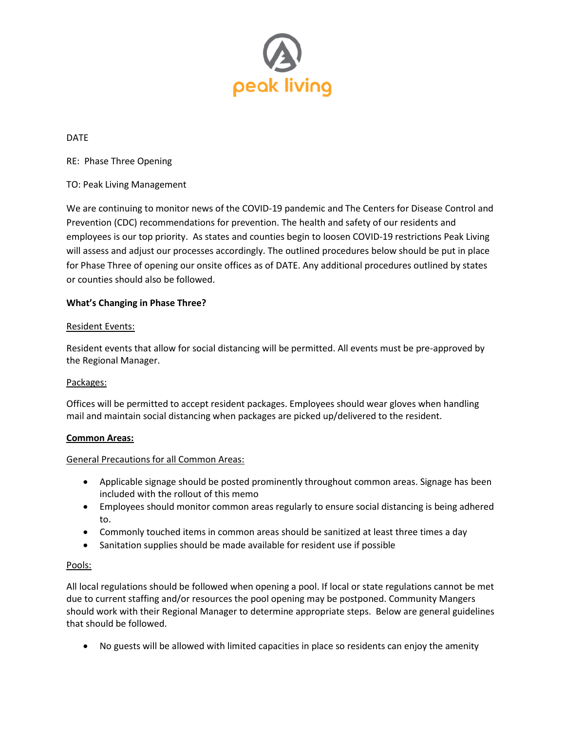peak living

DATE

RE: Phase Three Opening

TO: Peak Living Management

We are continuing to monitor news of the COVID-19 pandemic and The Centers for Disease Control and Prevention (CDC) recommendations for prevention. The health and safety of our residents and employees is our top priority. As states and counties begin to loosen COVID-19 restrictions Peak Living will assess and adjust our processes accordingly. The outlined procedures below should be put in place for Phase Three of opening our onsite offices as of DATE. Any additional procedures outlined by states or counties should also be followed.

**What's Changing in Phase Three?**

Resident Events:

Resident events that allow for social distancing will be permitted. All events must be pre-approved by the Regional Manager.

Packages:

Offices will be permitted to accept resident packages. Employees should wear gloves when handling mail and maintain social distancing when packages are picked up/delivered to the resident.

**Common Areas:**

General Precautions for all Common Areas:

- Applicable signage should be posted prominently throughout common areas. Signage has been included with the rollout of this memo
- Employees should monitor common areas regularly to ensure social distancing is being adhered to.
- Commonly touched items in common areas should be sanitized at least three times a day
- Sanitation supplies should be made available for resident use if possible

Pools:

All local regulations should be followed when opening a pool. If local or state regulations cannot be met due to current staffing and/or resources the pool opening may be postponed. Community Mangers should work with their Regional Manager to determine appropriate steps. Below are general guidelines that should be followed.

- No guests will be allowed with limited capacities in place so residents can enjoy the amenity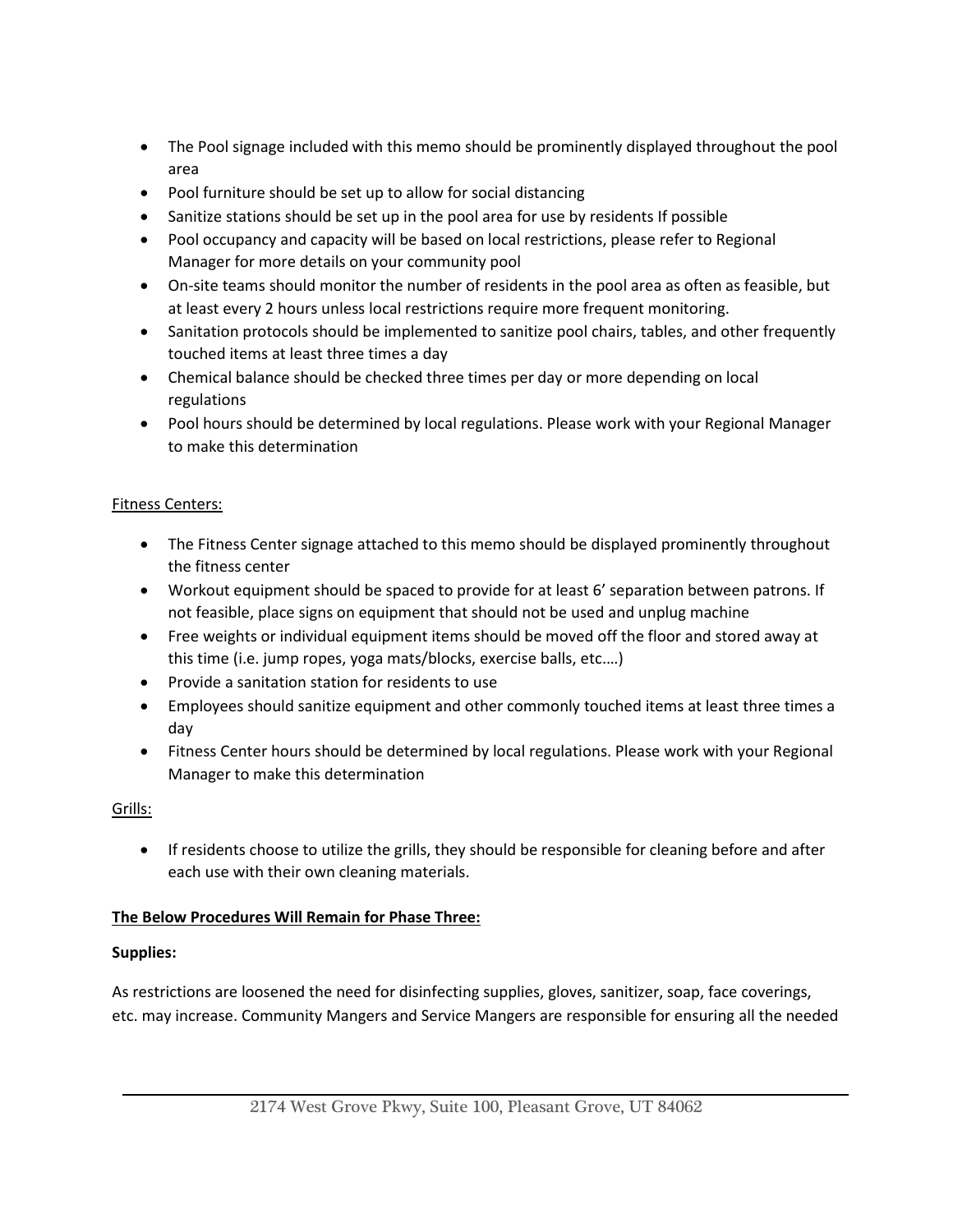- The Pool signage included with this memo should be prominently displayed throughout the pool area
- Pool furniture should be set up to allow for social distancing
- Sanitize stations should be set up in the pool area for use by residents If possible
- Pool occupancy and capacity will be based on local restrictions, please refer to Regional Manager for more details on your community pool
- On-site teams should monitor the number of residents in the pool area as often as feasible, but at least every 2 hours unless local restrictions require more frequent monitoring.
- Sanitation protocols should be implemented to sanitize pool chairs, tables, and other frequently touched items at least three times a day
- Chemical balance should be checked three times per day or more depending on local regulations
- Pool hours should be determined by local regulations. Please work with your Regional Manager to make this determination

<u>Fitness Centers:</u>

- The Fitness Center signage attached to this memo should be displayed prominently throughout the fitness center
- Workout equipment should be spaced to provide for at least 6' separation between patrons. If not feasible, place signs on equipment that should not be used and unplug machine
- Free weights or individual equipment items should be moved off the floor and stored away at this time (i.e. jump ropes, yoga mats/blocks, exercise balls, etc.…)
- Provide a sanitation station for residents to use
- Employees should sanitize equipment and other commonly touched items at least three times a day
- Fitness Center hours should be determined by local regulations. Please work with your Regional Manager to make this determination

<u>Grills:</u>

- If residents choose to utilize the grills, they should be responsible for cleaning before and after each use with their own cleaning materials.

**<u>The Below Procedures Will Remain for Phase Three:</u>**

**Supplies:**

As restrictions are loosened the need for disinfecting supplies, gloves, sanitizer, soap, face coverings, etc. may increase. Community Mangers and Service Mangers are responsible for ensuring all the needed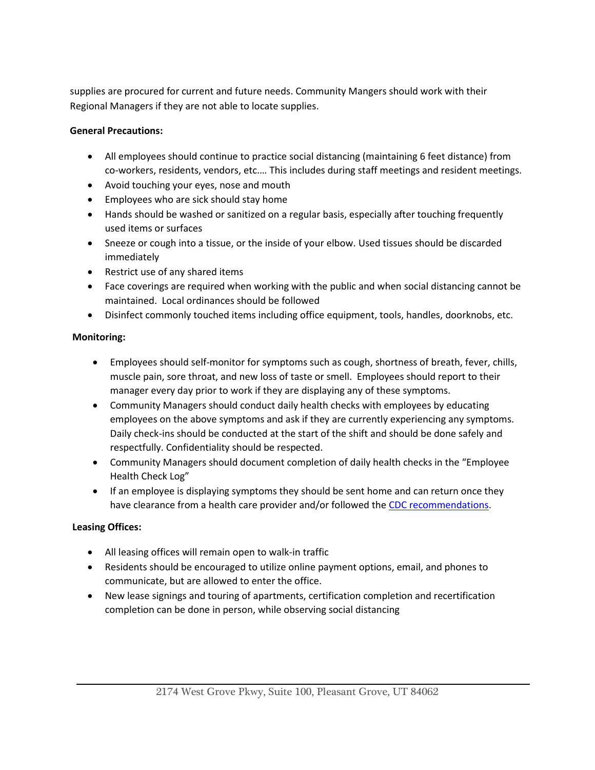supplies are procured for current and future needs. Community Mangers should work with their Regional Managers if they are not able to locate supplies.

**General Precautions:**

- All employees should continue to practice social distancing (maintaining 6 feet distance) from co-workers, residents, vendors, etc.… This includes during staff meetings and resident meetings.
- Avoid touching your eyes, nose and mouth
- Employees who are sick should stay home
- Hands should be washed or sanitized on a regular basis, especially after touching frequently used items or surfaces
- Sneeze or cough into a tissue, or the inside of your elbow. Used tissues should be discarded immediately
- Restrict use of any shared items
- Face coverings are required when working with the public and when social distancing cannot be maintained. Local ordinances should be followed
- Disinfect commonly touched items including office equipment, tools, handles, doorknobs, etc.

**Monitoring:**

- Employees should self-monitor for symptoms such as cough, shortness of breath, fever, chills, muscle pain, sore throat, and new loss of taste or smell. Employees should report to their manager every day prior to work if they are displaying any of these symptoms.
- Community Managers should conduct daily health checks with employees by educating employees on the above symptoms and ask if they are currently experiencing any symptoms. Daily check-ins should be conducted at the start of the shift and should be done safely and respectfully. Confidentiality should be respected.
- Community Managers should document completion of daily health checks in the "Employee Health Check Log"
- If an employee is displaying symptoms they should be sent home and can return once they have clearance from a health care provider and/or followed the CDC recommendations.

**Leasing Offices:**

- All leasing offices will remain open to walk-in traffic
- Residents should be encouraged to utilize online payment options, email, and phones to communicate, but are allowed to enter the office.
- New lease signings and touring of apartments, certification completion and recertification completion can be done in person, while observing social distancing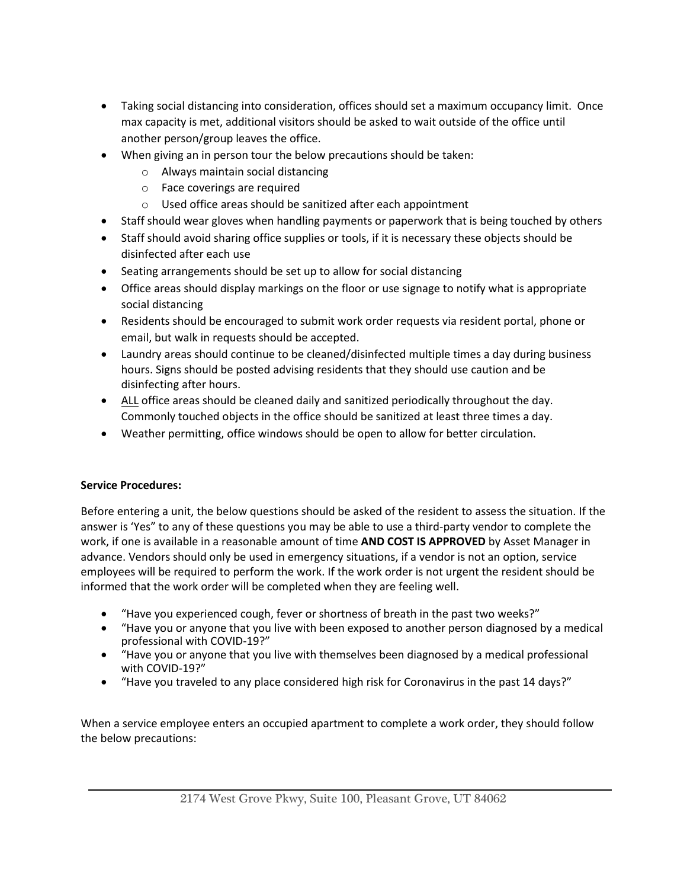- Taking social distancing into consideration, offices should set a maximum occupancy limit. Once max capacity is met, additional visitors should be asked to wait outside of the office until another person/group leaves the office.
- When giving an in person tour the below precautions should be taken:
  - Always maintain social distancing
  - Face coverings are required
  - Used office areas should be sanitized after each appointment
- Staff should wear gloves when handling payments or paperwork that is being touched by others
- Staff should avoid sharing office supplies or tools, if it is necessary these objects should be disinfected after each use
- Seating arrangements should be set up to allow for social distancing
- Office areas should display markings on the floor or use signage to notify what is appropriate social distancing
- Residents should be encouraged to submit work order requests via resident portal, phone or email, but walk in requests should be accepted.
- Laundry areas should continue to be cleaned/disinfected multiple times a day during business hours. Signs should be posted advising residents that they should use caution and be disinfecting after hours.
- <u>ALL</u> office areas should be cleaned daily and sanitized periodically throughout the day. Commonly touched objects in the office should be sanitized at least three times a day.
- Weather permitting, office windows should be open to allow for better circulation.

**Service Procedures:**

Before entering a unit, the below questions should be asked of the resident to assess the situation. If the answer is 'Yes" to any of these questions you may be able to use a third-party vendor to complete the work, if one is available in a reasonable amount of time **AND COST IS APPROVED** by Asset Manager in advance. Vendors should only be used in emergency situations, if a vendor is not an option, service employees will be required to perform the work. If the work order is not urgent the resident should be informed that the work order will be completed when they are feeling well.

- "Have you experienced cough, fever or shortness of breath in the past two weeks?"
- "Have you or anyone that you live with been exposed to another person diagnosed by a medical professional with COVID-19?"
- "Have you or anyone that you live with themselves been diagnosed by a medical professional with COVID-19?"
- "Have you traveled to any place considered high risk for Coronavirus in the past 14 days?"

When a service employee enters an occupied apartment to complete a work order, they should follow the below precautions: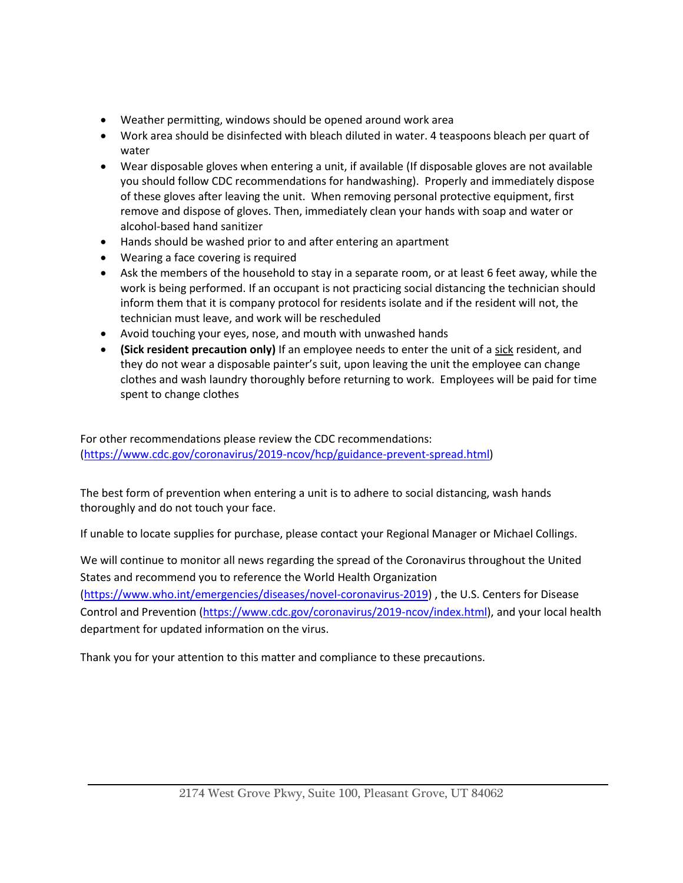- Weather permitting, windows should be opened around work area
- Work area should be disinfected with bleach diluted in water. 4 teaspoons bleach per quart of water
- Wear disposable gloves when entering a unit, if available (If disposable gloves are not available you should follow CDC recommendations for handwashing). Properly and immediately dispose of these gloves after leaving the unit. When removing personal protective equipment, first remove and dispose of gloves. Then, immediately clean your hands with soap and water or alcohol-based hand sanitizer
- Hands should be washed prior to and after entering an apartment
- Wearing a face covering is required
- Ask the members of the household to stay in a separate room, or at least 6 feet away, while the work is being performed. If an occupant is not practicing social distancing the technician should inform them that it is company protocol for residents isolate and if the resident will not, the technician must leave, and work will be rescheduled
- Avoid touching your eyes, nose, and mouth with unwashed hands
- **(Sick resident precaution only)** If an employee needs to enter the unit of a sick resident, and they do not wear a disposable painter's suit, upon leaving the unit the employee can change clothes and wash laundry thoroughly before returning to work. Employees will be paid for time spent to change clothes

For other recommendations please review the CDC recommendations: (https://www.cdc.gov/coronavirus/2019-ncov/hcp/guidance-prevent-spread.html)

The best form of prevention when entering a unit is to adhere to social distancing, wash hands thoroughly and do not touch your face.

If unable to locate supplies for purchase, please contact your Regional Manager or Michael Collings.

We will continue to monitor all news regarding the spread of the Coronavirus throughout the United States and recommend you to reference the World Health Organization (https://www.who.int/emergencies/diseases/novel-coronavirus-2019) , the U.S. Centers for Disease Control and Prevention (https://www.cdc.gov/coronavirus/2019-ncov/index.html), and your local health department for updated information on the virus.

Thank you for your attention to this matter and compliance to these precautions.